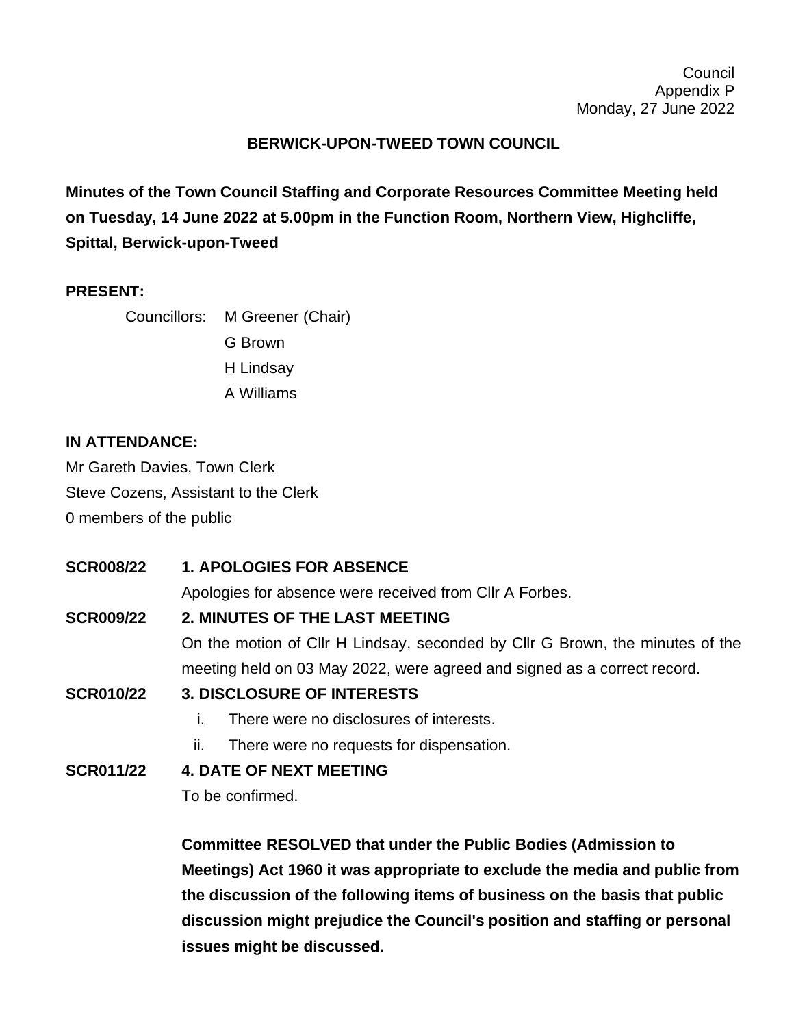Council
Appendix P
Monday, 27 June 2022

# BERWICK-UPON-TWEED TOWN COUNCIL

**Minutes of the Town Council Staffing and Corporate Resources Committee Meeting held on Tuesday, 14 June 2022 at 5.00pm in the Function Room, Northern View, Highcliffe, Spittal, Berwick-upon-Tweed**

**PRESENT:**

Councillors: M Greener (Chair)
G Brown
H Lindsay
A Williams

**IN ATTENDANCE:**

Mr Gareth Davies, Town Clerk
Steve Cozens, Assistant to the Clerk
0 members of the public

**SCR008/22** **1. APOLOGIES FOR ABSENCE**

Apologies for absence were received from Cllr A Forbes.

**SCR009/22** **2. MINUTES OF THE LAST MEETING**

On the motion of Cllr H Lindsay, seconded by Cllr G Brown, the minutes of the meeting held on 03 May 2022, were agreed and signed as a correct record.

**SCR010/22** **3. DISCLOSURE OF INTERESTS**

i. There were no disclosures of interests.
ii. There were no requests for dispensation.

**SCR011/22** **4. DATE OF NEXT MEETING**

To be confirmed.

**Committee RESOLVED that under the Public Bodies (Admission to Meetings) Act 1960 it was appropriate to exclude the media and public from the discussion of the following items of business on the basis that public discussion might prejudice the Council's position and staffing or personal issues might be discussed.**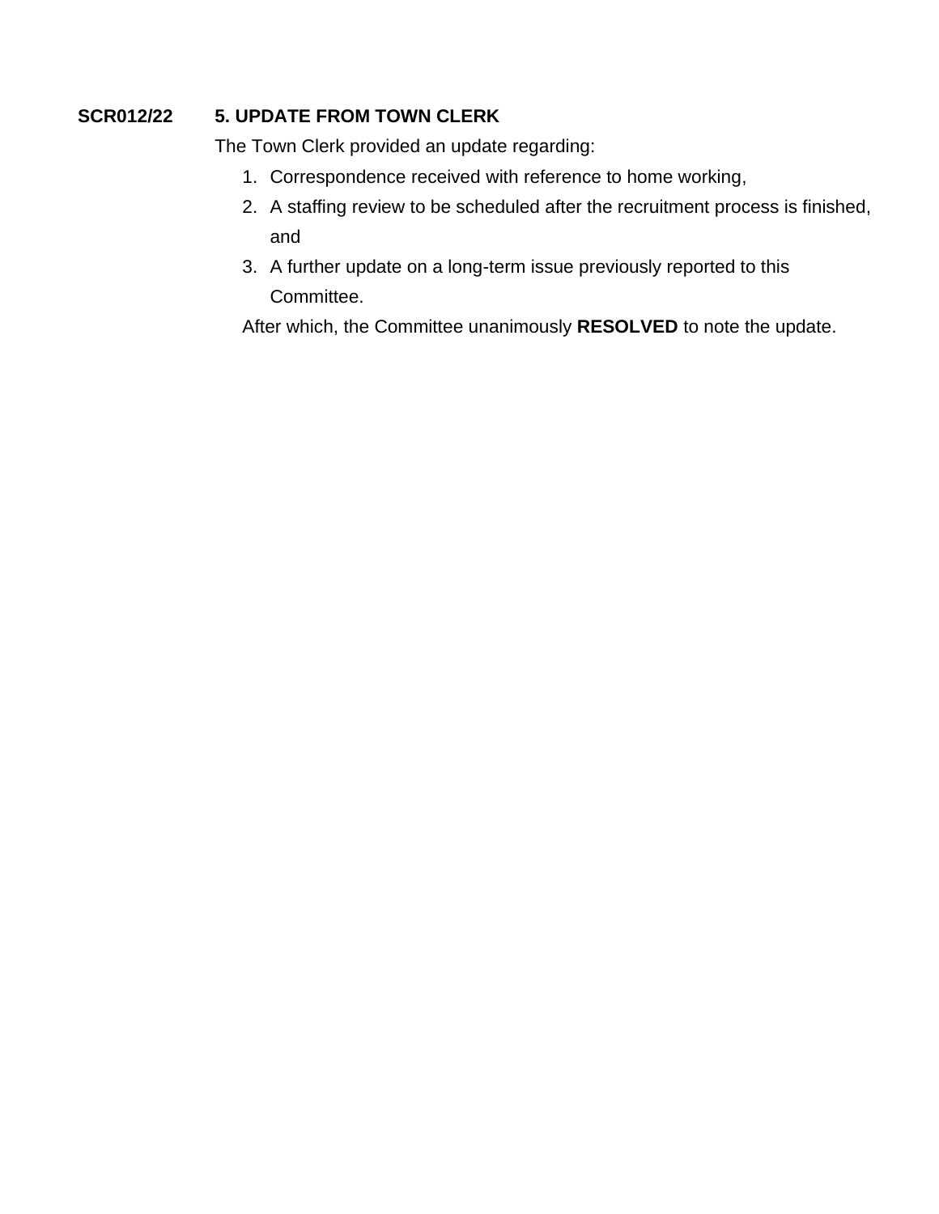**SCR012/22** **5. UPDATE FROM TOWN CLERK**

The Town Clerk provided an update regarding:

1. Correspondence received with reference to home working,
2. A staffing review to be scheduled after the recruitment process is finished, and
3. A further update on a long-term issue previously reported to this Committee.

After which, the Committee unanimously **RESOLVED** to note the update.